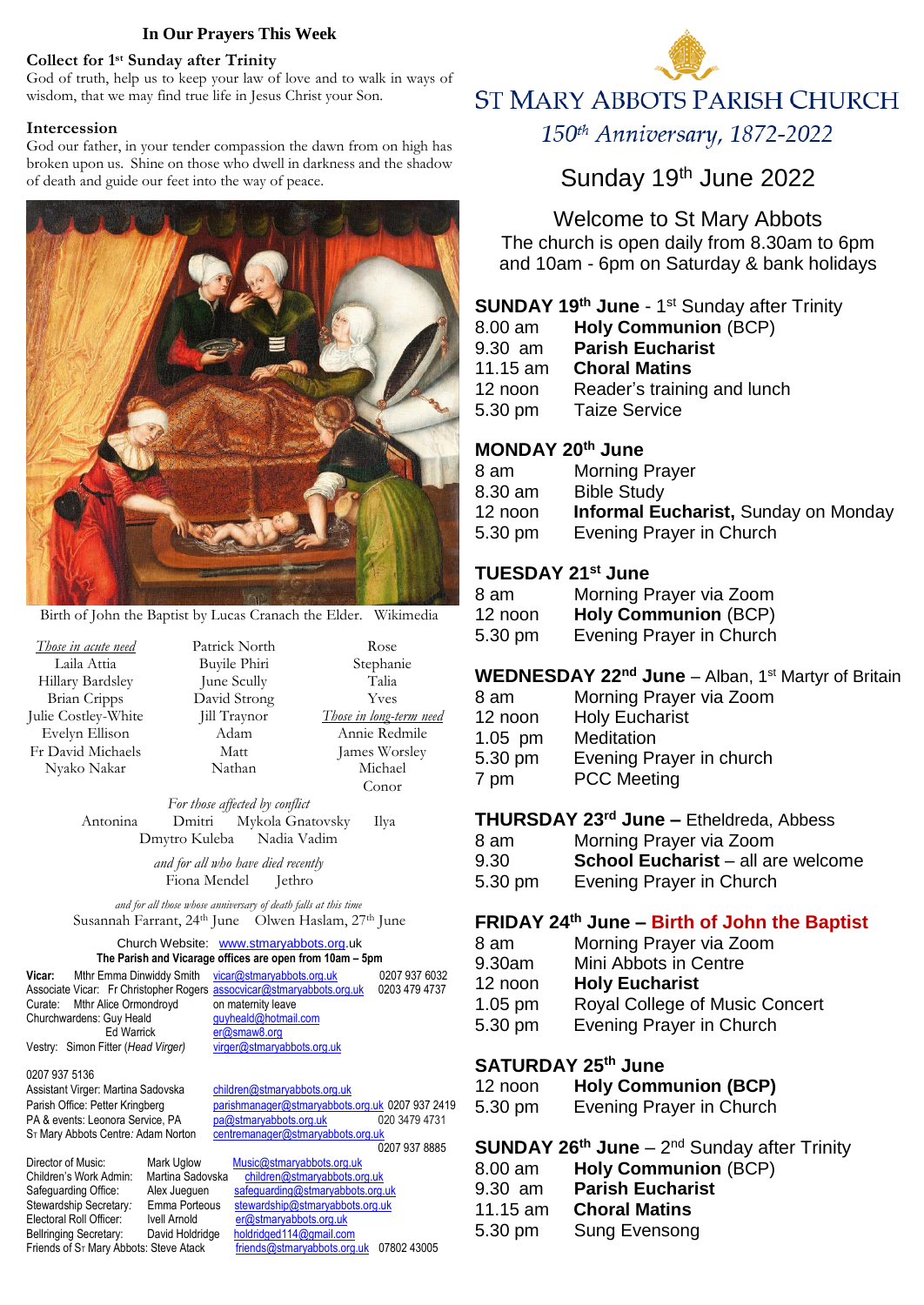# ST MARY ABBOTS PARISH CHURCH

*150th Anniversary, 1872-2022*

## Sunday 19th June 2022

### Welcome to St Mary Abbots

The church is open daily from 8.30am to 6pm and 10am - 6pm on Saturday & bank holidays

**SUNDAY 19th June** - 1st Sunday after Trinity

| | |
|---|---|
| 8.00 am | **Holy Communion** (BCP) |
| 9.30 am | **Parish Eucharist** |
| 11.15 am | **Choral Matins** |
| 12 noon | Reader's training and lunch |
| 5.30 pm | Taize Service |

**MONDAY 20th June**

| | |
|---|---|
| 8 am | Morning Prayer |
| 8.30 am | Bible Study |
| 12 noon | **Informal Eucharist,** Sunday on Monday |
| 5.30 pm | Evening Prayer in Church |

**TUESDAY 21st June**

| | |
|---|---|
| 8 am | Morning Prayer via Zoom |
| 12 noon | **Holy Communion** (BCP) |
| 5.30 pm | Evening Prayer in Church |

**WEDNESDAY 22nd June** – Alban, 1st Martyr of Britain

| | |
|---|---|
| 8 am | Morning Prayer via Zoom |
| 12 noon | Holy Eucharist |
| 1.05 pm | Meditation |
| 5.30 pm | Evening Prayer in church |
| 7 pm | PCC Meeting |

**THURSDAY 23rd June –** Etheldreda, Abbess

| | |
|---|---|
| 8 am | Morning Prayer via Zoom |
| 9.30 | **School Eucharist** – all are welcome |
| 5.30 pm | Evening Prayer in Church |

**FRIDAY 24th June – Birth of John the Baptist**

| | |
|---|---|
| 8 am | Morning Prayer via Zoom |
| 9.30am | Mini Abbots in Centre |
| 12 noon | **Holy Eucharist** |
| 1.05 pm | Royal College of Music Concert |
| 5.30 pm | Evening Prayer in Church |

**SATURDAY 25th June**

| | |
|---|---|
| 12 noon | **Holy Communion (BCP)** |
| 5.30 pm | Evening Prayer in Church |

**SUNDAY 26th June** – 2nd Sunday after Trinity

| | |
|---|---|
| 8.00 am | **Holy Communion** (BCP) |
| 9.30 am | **Parish Eucharist** |
| 11.15 am | **Choral Matins** |
| 5.30 pm | Sung Evensong |

## In Our Prayers This Week

**Collect for 1st Sunday after Trinity**

God of truth, help us to keep your law of love and to walk in ways of wisdom, that we may find true life in Jesus Christ your Son.

**Intercession**

God our father, in your tender compassion the dawn from on high has broken upon us. Shine on those who dwell in darkness and the shadow of death and guide our feet into the way of peace.

Birth of John the Baptist by Lucas Cranach the Elder. Wikimedia

*Those in acute need*

Laila Attia, Hillary Bardsley, Brian Cripps, Julie Costley-White, Evelyn Ellison, Fr David Michaels, Nyako Nakar, Patrick North, Buyile Phiri, June Scully, David Strong, Jill Traynor, Adam, Matt, Nathan, Rose, Stephanie, Talia, Yves

*Those in long-term need*

Annie Redmile, James Worsley, Michael, Conor

*For those affected by conflict*

Antonina, Dmitri, Mykola Gnatovsky, Ilya, Dmytro Kuleba, Nadia Vadim

*and for all who have died recently*

Fiona Mendel, Jethro

*and for all those whose anniversary of death falls at this time*

Susannah Farrant, 24th June, Olwen Haslam, 27th June

Church Website: www.stmaryabbots.org.uk

**The Parish and Vicarage offices are open from 10am – 5pm**

| | | | |
|---|---|---|---|
| **Vicar:** | Mthr Emma Dinwiddy Smith | vicar@stmaryabbots.org.uk | 0207 937 6032 |
| Associate Vicar: | Fr Christopher Rogers | assocvicar@stmaryabbots.org.uk | 0203 479 4737 |
| Curate: | Mthr Alice Ormondroyd | on maternity leave | |
| Churchwardens: | Guy Heald | guyheald@hotmail.com | |
| | Ed Warrick | er@smaw8.org | |
| Vestry: | Simon Fitter (*Head Virger*) | virger@stmaryabbots.org.uk | 0207 937 5136 |
| Assistant Virger: | Martina Sadovska | children@stmaryabbots.org.uk | |
| Parish Office: | Petter Kringberg | parishmanager@stmaryabbots.org.uk | 0207 937 2419 |
| PA & events: | Leonora Service, PA | pa@stmaryabbots.org.uk | 020 3479 4731 |
| St Mary Abbots Centre: | Adam Norton | centremanager@stmaryabbots.org.uk | 0207 937 8885 |
| Director of Music: | Mark Uglow | Music@stmaryabbots.org.uk | |
| Children's Work Admin: | Martina Sadovska | children@stmaryabbots.org.uk | |
| Safeguarding Office: | Alex Jueguen | safeguarding@stmaryabbots.org.uk | |
| Stewardship Secretary: | Emma Porteous | stewardship@stmaryabbots.org.uk | |
| Electoral Roll Officer: | Ivell Arnold | er@stmaryabbots.org.uk | |
| Bellringing Secretary: | David Holdridge | holdridged114@gmail.com | |
| Friends of St Mary Abbots: | Steve Atack | friends@stmaryabbots.org.uk | 07802 43005 |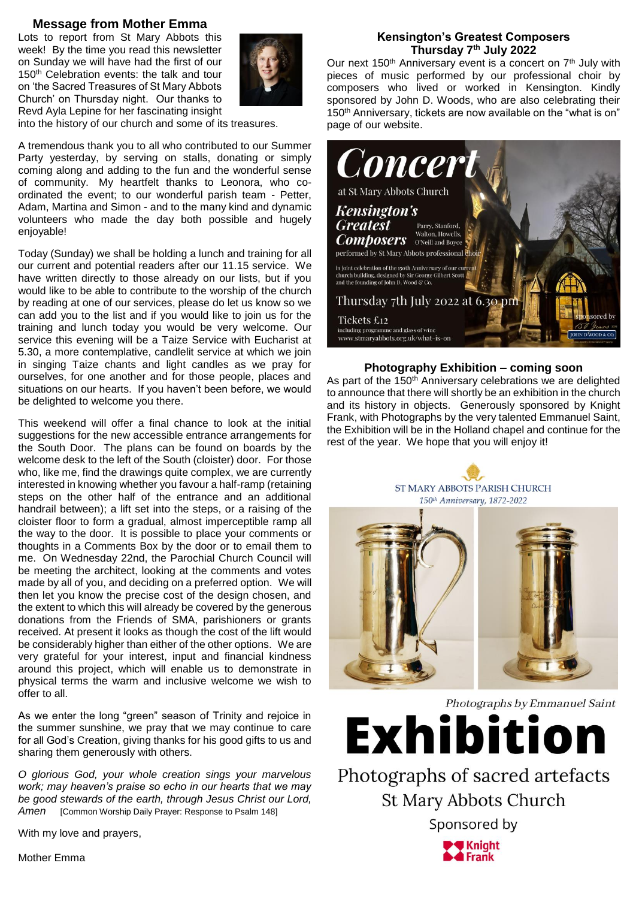## Message from Mother Emma

Lots to report from St Mary Abbots this week! By the time you read this newsletter on Sunday we will have had the first of our 150th Celebration events: the talk and tour on 'the Sacred Treasures of St Mary Abbots Church' on Thursday night. Our thanks to Revd Ayla Lepine for her fascinating insight into the history of our church and some of its treasures.

A tremendous thank you to all who contributed to our Summer Party yesterday, by serving on stalls, donating or simply coming along and adding to the fun and the wonderful sense of community. My heartfelt thanks to Leonora, who co-ordinated the event; to our wonderful parish team - Petter, Adam, Martina and Simon - and to the many kind and dynamic volunteers who made the day both possible and hugely enjoyable!

Today (Sunday) we shall be holding a lunch and training for all our current and potential readers after our 11.15 service. We have written directly to those already on our lists, but if you would like to be able to contribute to the worship of the church by reading at one of our services, please do let us know so we can add you to the list and if you would like to join us for the training and lunch today you would be very welcome. Our service this evening will be a Taize Service with Eucharist at 5.30, a more contemplative, candlelit service at which we join in singing Taize chants and light candles as we pray for ourselves, for one another and for those people, places and situations on our hearts. If you haven't been before, we would be delighted to welcome you there.

This weekend will offer a final chance to look at the initial suggestions for the new accessible entrance arrangements for the South Door. The plans can be found on boards by the welcome desk to the left of the South (cloister) door. For those who, like me, find the drawings quite complex, we are currently interested in knowing whether you favour a half-ramp (retaining steps on the other half of the entrance and an additional handrail between); a lift set into the steps, or a raising of the cloister floor to form a gradual, almost imperceptible ramp all the way to the door. It is possible to place your comments or thoughts in a Comments Box by the door or to email them to me. On Wednesday 22nd, the Parochial Church Council will be meeting the architect, looking at the comments and votes made by all of you, and deciding on a preferred option. We will then let you know the precise cost of the design chosen, and the extent to which this will already be covered by the generous donations from the Friends of SMA, parishioners or grants received. At present it looks as though the cost of the lift would be considerably higher than either of the other options. We are very grateful for your interest, input and financial kindness around this project, which will enable us to demonstrate in physical terms the warm and inclusive welcome we wish to offer to all.

As we enter the long "green" season of Trinity and rejoice in the summer sunshine, we pray that we may continue to care for all God's Creation, giving thanks for his good gifts to us and sharing them generously with others.

*O glorious God, your whole creation sings your marvelous work; may heaven's praise so echo in our hearts that we may be good stewards of the earth, through Jesus Christ our Lord, Amen* [Common Worship Daily Prayer: Response to Psalm 148]

With my love and prayers,

Mother Emma

### Kensington's Greatest Composers
### Thursday 7th July 2022

Our next 150th Anniversary event is a concert on 7th July with pieces of music performed by our professional choir by composers who lived or worked in Kensington. Kindly sponsored by John D. Woods, who are also celebrating their 150th Anniversary, tickets are now available on the "what is on" page of our website.

Concert

at St Mary Abbots Church

Kensington's Greatest Composers

Parry, Stanford, Walton, Howells, O'Neill and Boyce

performed by St Mary Abbots professional choir

in joint celebration of the 150th Anniversary of our current church building, designed by Sir George Gilbert Scott and the founding of John D. Wood & Co.

Thursday 7th July 2022 at 6.30 pm

Tickets £12

including programme and glass of wine

www.stmaryabbots.org.uk/what-is-on

sponsored by John D Wood & Co

### Photography Exhibition – coming soon

As part of the 150th Anniversary celebrations we are delighted to announce that there will shortly be an exhibition in the church and its history in objects. Generously sponsored by Knight Frank, with Photographs by the very talented Emmanuel Saint, the Exhibition will be in the Holland chapel and continue for the rest of the year. We hope that you will enjoy it!

ST MARY ABBOTS PARISH CHURCH

*150th Anniversary, 1872-2022*

*Photographs by Emmanuel Saint*

# Exhibition

Photographs of sacred artefacts

St Mary Abbots Church

Sponsored by

Knight Frank